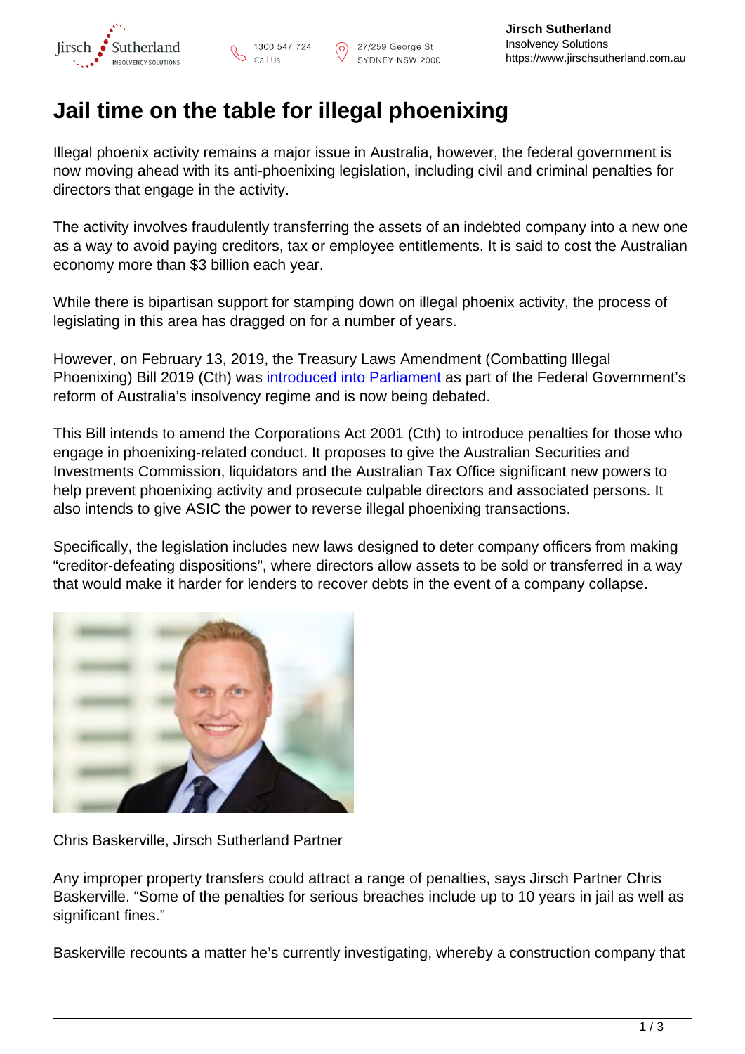# Jail time on the table for illegal phoenixing

Illegal phoenix activity remains a major issue in Australia, however, the federal government is now moving ahead with its anti-phoenixing legislation, including civil and criminal penalties for directors that engage in the activity.

The activity involves fraudulently transferring the assets of an indebted company into a new one as a way to avoid paying creditors, tax or employee entitlements. It is said to cost the Australian economy more than $3 billion each year.

While there is bipartisan support for stamping down on illegal phoenix activity, the process of legislating in this area has dragged on for a number of years.

However, on February 13, 2019, the Treasury Laws Amendment (Combatting Illegal Phoenixing) Bill 2019 (Cth) was introduced into Parliament as part of the Federal Government's reform of Australia's insolvency regime and is now being debated.

This Bill intends to amend the Corporations Act 2001 (Cth) to introduce penalties for those who engage in phoenixing-related conduct. It proposes to give the Australian Securities and Investments Commission, liquidators and the Australian Tax Office significant new powers to help prevent phoenixing activity and prosecute culpable directors and associated persons. It also intends to give ASIC the power to reverse illegal phoenixing transactions.

Specifically, the legislation includes new laws designed to deter company officers from making "creditor-defeating dispositions", where directors allow assets to be sold or transferred in a way that would make it harder for lenders to recover debts in the event of a company collapse.

Chris Baskerville, Jirsch Sutherland Partner

Any improper property transfers could attract a range of penalties, says Jirsch Partner Chris Baskerville. "Some of the penalties for serious breaches include up to 10 years in jail as well as significant fines."

Baskerville recounts a matter he's currently investigating, whereby a construction company that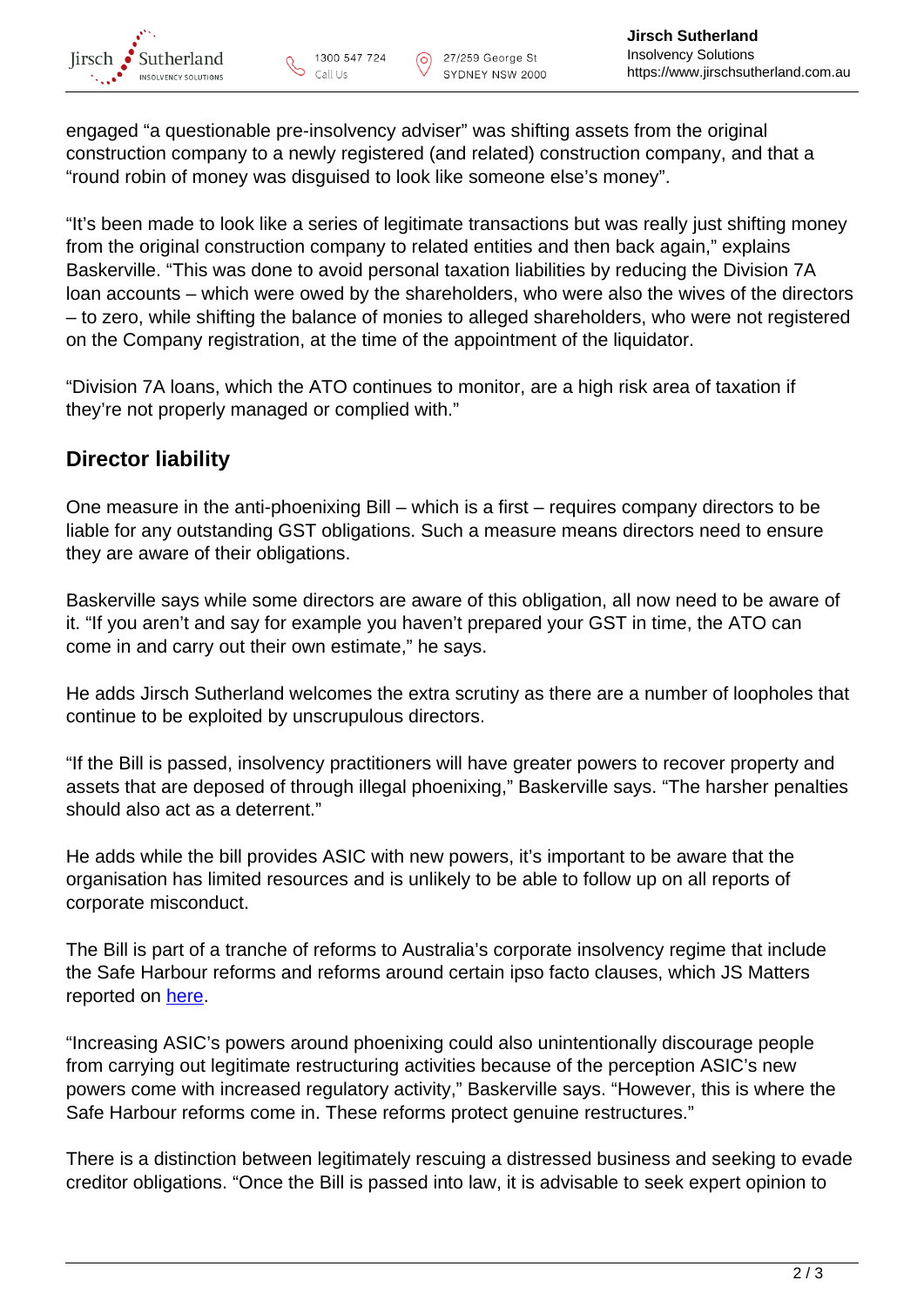engaged “a questionable pre-insolvency adviser” was shifting assets from the original construction company to a newly registered (and related) construction company, and that a “round robin of money was disguised to look like someone else’s money”.

“It’s been made to look like a series of legitimate transactions but was really just shifting money from the original construction company to related entities and then back again,” explains Baskerville. “This was done to avoid personal taxation liabilities by reducing the Division 7A loan accounts – which were owed by the shareholders, who were also the wives of the directors – to zero, while shifting the balance of monies to alleged shareholders, who were not registered on the Company registration, at the time of the appointment of the liquidator.

“Division 7A loans, which the ATO continues to monitor, are a high risk area of taxation if they’re not properly managed or complied with.”

## Director liability

One measure in the anti-phoenixing Bill – which is a first – requires company directors to be liable for any outstanding GST obligations. Such a measure means directors need to ensure they are aware of their obligations.

Baskerville says while some directors are aware of this obligation, all now need to be aware of it. “If you aren’t and say for example you haven’t prepared your GST in time, the ATO can come in and carry out their own estimate,” he says.

He adds Jirsch Sutherland welcomes the extra scrutiny as there are a number of loopholes that continue to be exploited by unscrupulous directors.

“If the Bill is passed, insolvency practitioners will have greater powers to recover property and assets that are deposed of through illegal phoenixing,” Baskerville says. “The harsher penalties should also act as a deterrent.”

He adds while the bill provides ASIC with new powers, it’s important to be aware that the organisation has limited resources and is unlikely to be able to follow up on all reports of corporate misconduct.

The Bill is part of a tranche of reforms to Australia’s corporate insolvency regime that include the Safe Harbour reforms and reforms around certain ipso facto clauses, which JS Matters reported on here.

“Increasing ASIC’s powers around phoenixing could also unintentionally discourage people from carrying out legitimate restructuring activities because of the perception ASIC’s new powers come with increased regulatory activity,” Baskerville says. “However, this is where the Safe Harbour reforms come in. These reforms protect genuine restructures.”

There is a distinction between legitimately rescuing a distressed business and seeking to evade creditor obligations. “Once the Bill is passed into law, it is advisable to seek expert opinion to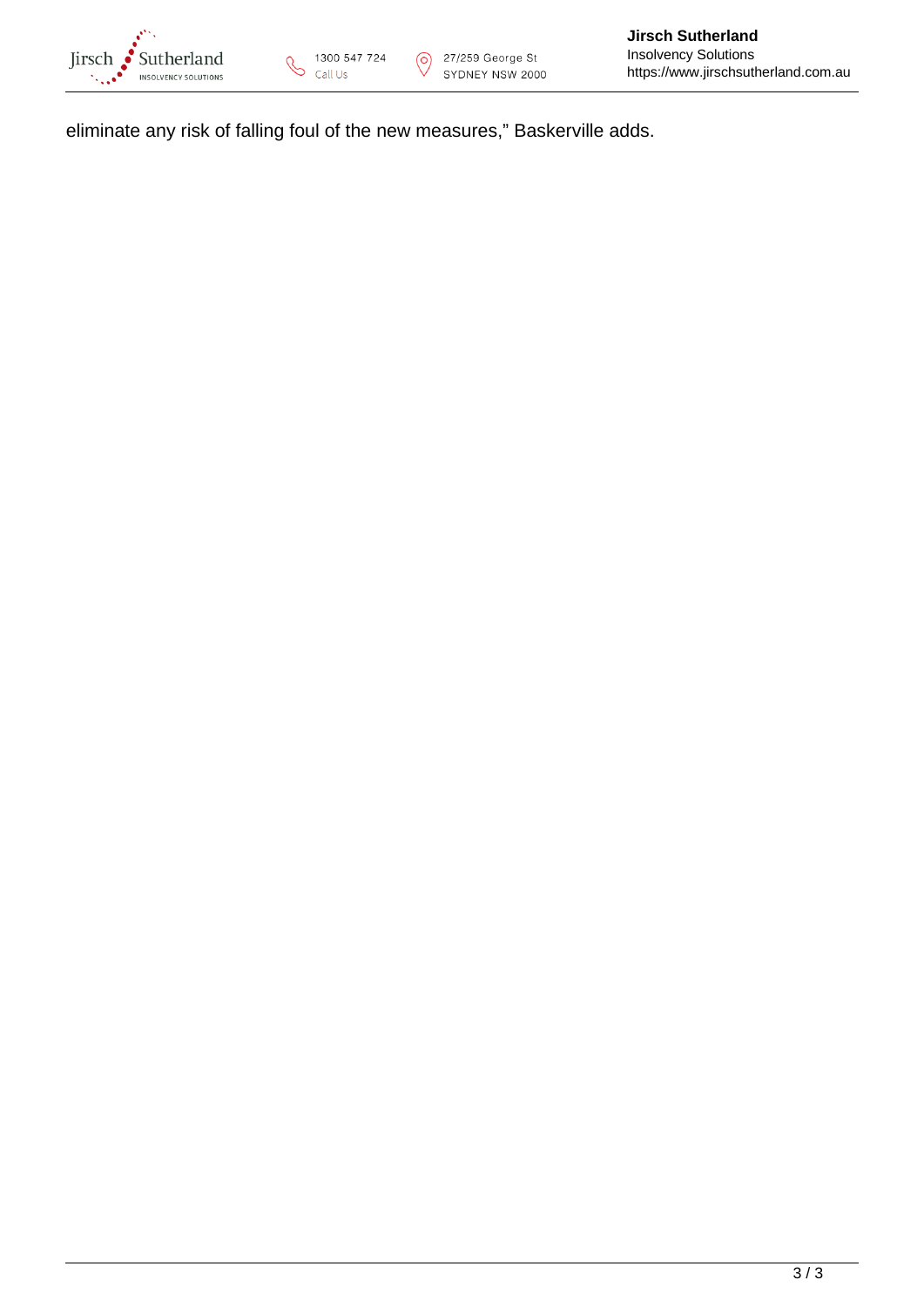eliminate any risk of falling foul of the new measures," Baskerville adds.